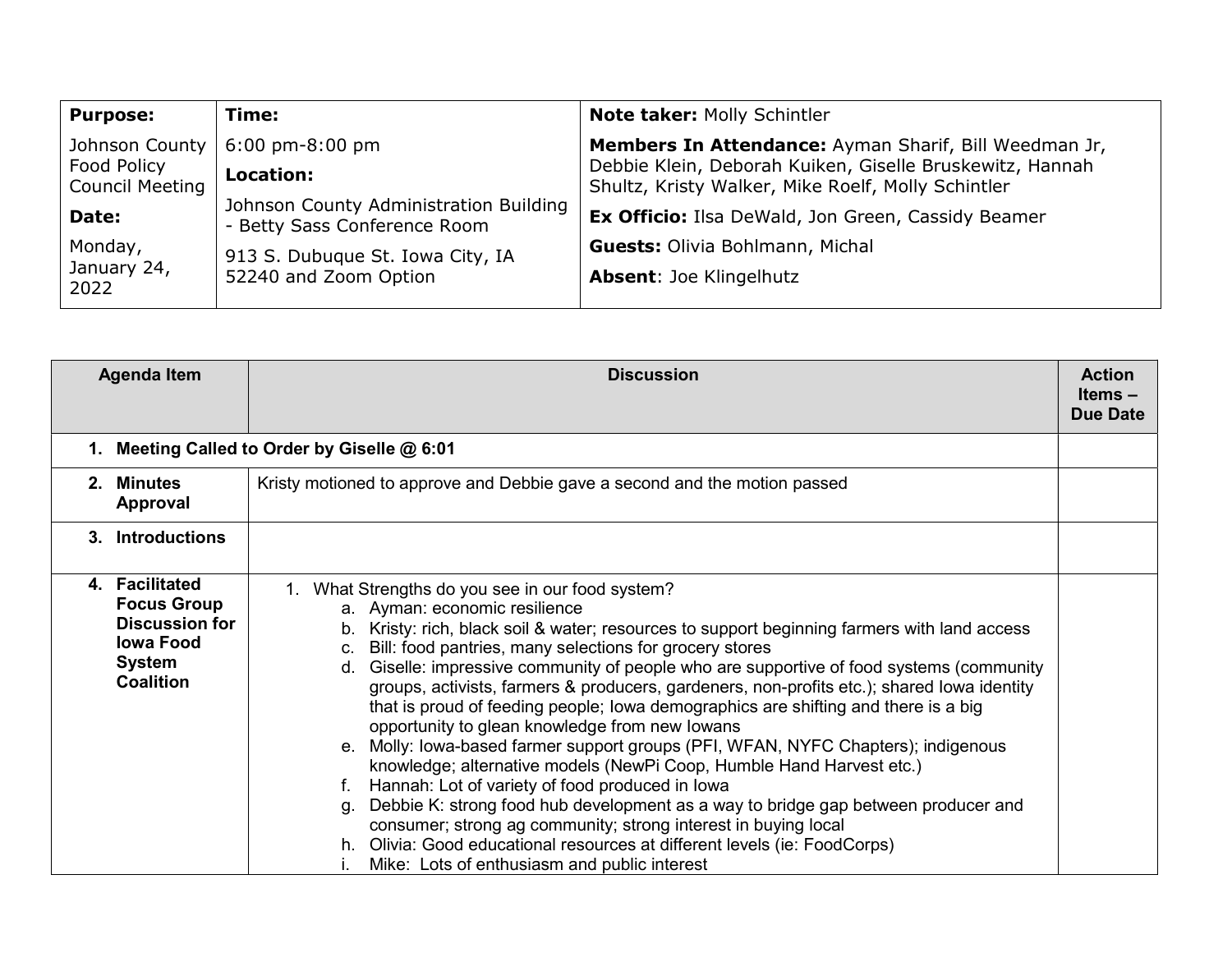| Purpose: | Time: | Note taker: Molly Schintler |
|---|---|---|
| Johnson County Food Policy Council Meeting<br><br>**Date:**<br><br>Monday, January 24, 2022 | 6:00 pm-8:00 pm<br><br>**Location:**<br><br>Johnson County Administration Building - Betty Sass Conference Room<br><br>913 S. Dubuque St. Iowa City, IA 52240 and Zoom Option | **Members In Attendance:** Ayman Sharif, Bill Weedman Jr, Debbie Klein, Deborah Kuiken, Giselle Bruskewitz, Hannah Shultz, Kristy Walker, Mike Roelf, Molly Schintler<br><br>**Ex Officio:** Ilsa DeWald, Jon Green, Cassidy Beamer<br><br>**Guests:** Olivia Bohlmann, Michal<br><br>**Absent**: Joe Klingelhutz |

| Agenda Item | Discussion | Action Items – Due Date |
|---|---|---|
| **1. Meeting Called to Order by Giselle @ 6:01** | | |
| **2. Minutes Approval** | Kristy motioned to approve and Debbie gave a second and the motion passed | |
| **3. Introductions** | | |
| **4. Facilitated Focus Group Discussion for Iowa Food System Coalition** | 1. What Strengths do you see in our food system?<br>a. Ayman: economic resilience<br>b. Kristy: rich, black soil & water; resources to support beginning farmers with land access<br>c. Bill: food pantries, many selections for grocery stores<br>d. Giselle: impressive community of people who are supportive of food systems (community groups, activists, farmers & producers, gardeners, non-profits etc.); shared Iowa identity that is proud of feeding people; Iowa demographics are shifting and there is a big opportunity to glean knowledge from new Iowans<br>e. Molly: Iowa-based farmer support groups (PFI, WFAN, NYFC Chapters); indigenous knowledge; alternative models (NewPi Coop, Humble Hand Harvest etc.)<br>f. Hannah: Lot of variety of food produced in Iowa<br>g. Debbie K: strong food hub development as a way to bridge gap between producer and consumer; strong ag community; strong interest in buying local<br>h. Olivia: Good educational resources at different levels (ie: FoodCorps)<br>i. Mike: Lots of enthusiasm and public interest | |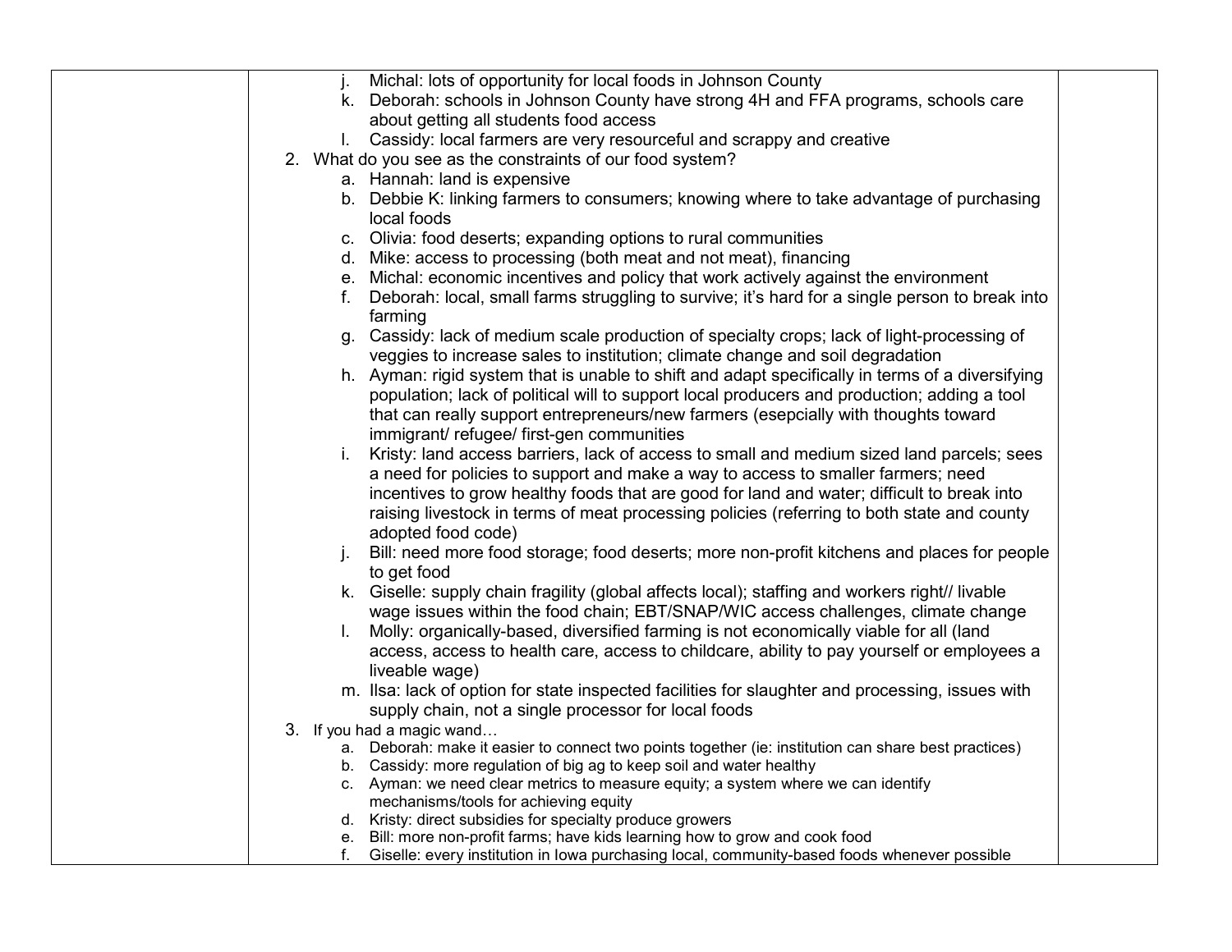| | | |
|---|---|---|
| | j. Michal: lots of opportunity for local foods in Johnson County<br>k. Deborah: schools in Johnson County have strong 4H and FFA programs, schools care about getting all students food access<br>l. Cassidy: local farmers are very resourceful and scrappy and creative<br>2. What do you see as the constraints of our food system?<br>a. Hannah: land is expensive<br>b. Debbie K: linking farmers to consumers; knowing where to take advantage of purchasing local foods<br>c. Olivia: food deserts; expanding options to rural communities<br>d. Mike: access to processing (both meat and not meat), financing<br>e. Michal: economic incentives and policy that work actively against the environment<br>f. Deborah: local, small farms struggling to survive; it's hard for a single person to break into farming<br>g. Cassidy: lack of medium scale production of specialty crops; lack of light-processing of veggies to increase sales to institution; climate change and soil degradation<br>h. Ayman: rigid system that is unable to shift and adapt specifically in terms of a diversifying population; lack of political will to support local producers and production; adding a tool that can really support entrepreneurs/new farmers (esepcially with thoughts toward immigrant/ refugee/ first-gen communities<br>i. Kristy: land access barriers, lack of access to small and medium sized land parcels; sees a need for policies to support and make a way to access to smaller farmers; need incentives to grow healthy foods that are good for land and water; difficult to break into raising livestock in terms of meat processing policies (referring to both state and county adopted food code)<br>j. Bill: need more food storage; food deserts; more non-profit kitchens and places for people to get food<br>k. Giselle: supply chain fragility (global affects local); staffing and workers right// livable wage issues within the food chain; EBT/SNAP/WIC access challenges, climate change<br>l. Molly: organically-based, diversified farming is not economically viable for all (land access, access to health care, access to childcare, ability to pay yourself or employees a liveable wage)<br>m. Ilsa: lack of option for state inspected facilities for slaughter and processing, issues with supply chain, not a single processor for local foods<br>3. If you had a magic wand…<br>a. Deborah: make it easier to connect two points together (ie: institution can share best practices)<br>b. Cassidy: more regulation of big ag to keep soil and water healthy<br>c. Ayman: we need clear metrics to measure equity; a system where we can identify mechanisms/tools for achieving equity<br>d. Kristy: direct subsidies for specialty produce growers<br>e. Bill: more non-profit farms; have kids learning how to grow and cook food<br>f. Giselle: every institution in Iowa purchasing local, community-based foods whenever possible | |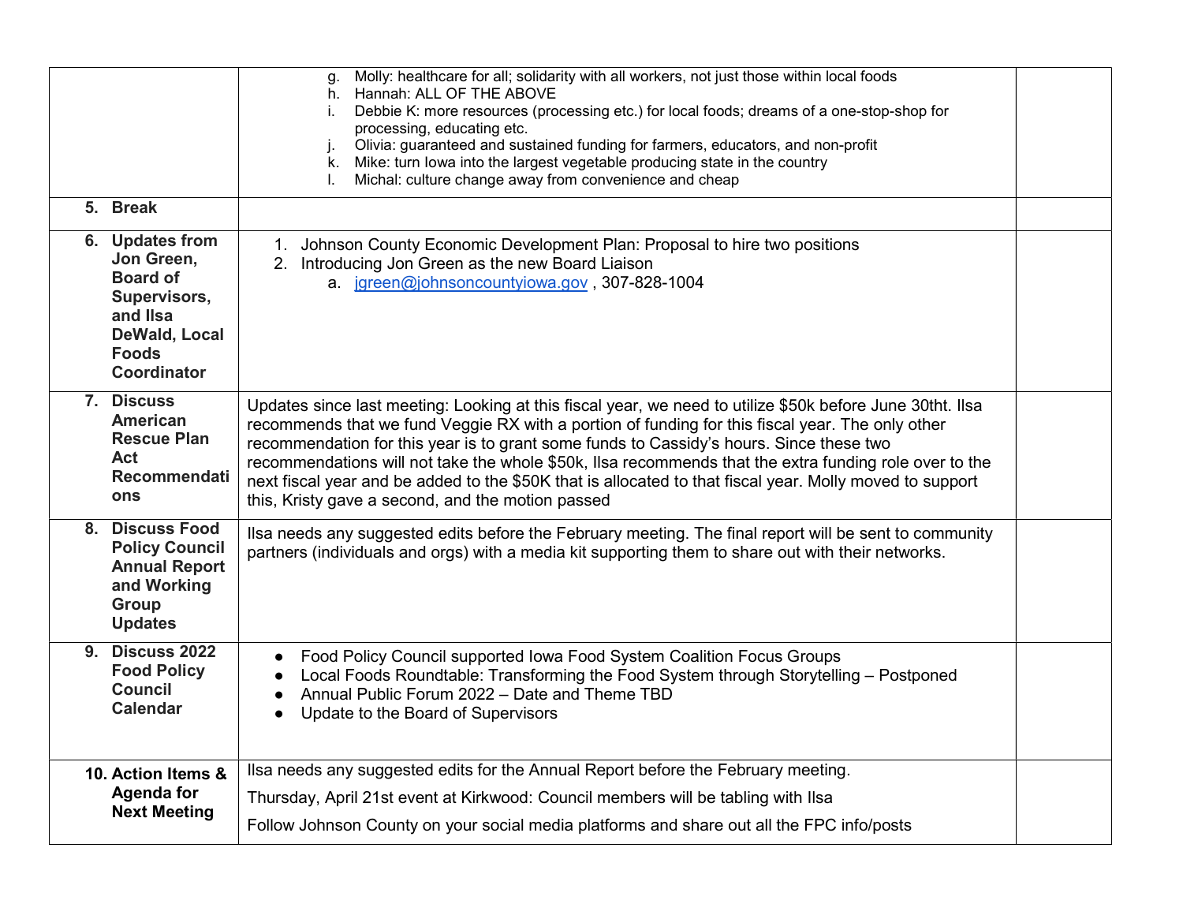| | | |
|---|---|---|
| | g. Molly: healthcare for all; solidarity with all workers, not just those within local foods<br>h. Hannah: ALL OF THE ABOVE<br>i. Debbie K: more resources (processing etc.) for local foods; dreams of a one-stop-shop for processing, educating etc.<br>j. Olivia: guaranteed and sustained funding for farmers, educators, and non-profit<br>k. Mike: turn Iowa into the largest vegetable producing state in the country<br>l. Michal: culture change away from convenience and cheap | |
| **5. Break** | | |
| **6. Updates from Jon Green, Board of Supervisors, and Ilsa DeWald, Local Foods Coordinator** | 1. Johnson County Economic Development Plan: Proposal to hire two positions<br>2. Introducing Jon Green as the new Board Liaison<br>a. jgreen@johnsoncountyiowa.gov , 307-828-1004 | |
| **7. Discuss American Rescue Plan Act Recommendations** | Updates since last meeting: Looking at this fiscal year, we need to utilize $50k before June 30tht. Ilsa recommends that we fund Veggie RX with a portion of funding for this fiscal year. The only other recommendation for this year is to grant some funds to Cassidy's hours. Since these two recommendations will not take the whole $50k, Ilsa recommends that the extra funding role over to the next fiscal year and be added to the $50K that is allocated to that fiscal year. Molly moved to support this, Kristy gave a second, and the motion passed | |
| **8. Discuss Food Policy Council Annual Report and Working Group Updates** | Ilsa needs any suggested edits before the February meeting. The final report will be sent to community partners (individuals and orgs) with a media kit supporting them to share out with their networks. | |
| **9. Discuss 2022 Food Policy Council Calendar** | ● Food Policy Council supported Iowa Food System Coalition Focus Groups<br>● Local Foods Roundtable: Transforming the Food System through Storytelling – Postponed<br>● Annual Public Forum 2022 – Date and Theme TBD<br>● Update to the Board of Supervisors | |
| **10. Action Items & Agenda for Next Meeting** | Ilsa needs any suggested edits for the Annual Report before the February meeting.<br>Thursday, April 21st event at Kirkwood: Council members will be tabling with Ilsa<br>Follow Johnson County on your social media platforms and share out all the FPC info/posts | |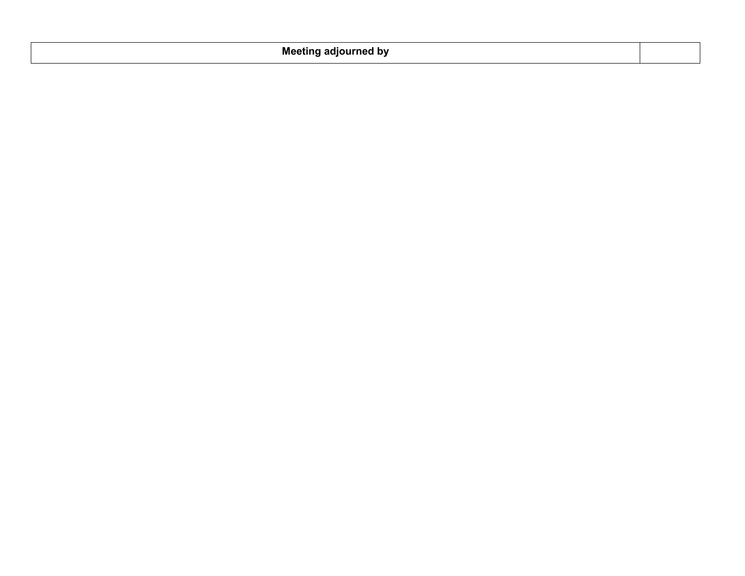| | |
|---|---|
| **Meeting adjourned by** | |